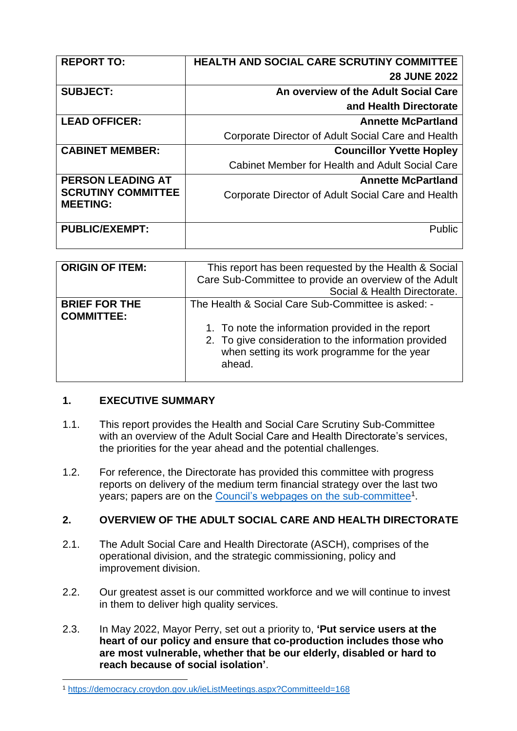| REPORT TO: | HEALTH AND SOCIAL CARE SCRUTINY COMMITTEE 28 JUNE 2022 |
|---|---|
| SUBJECT: | An overview of the Adult Social Care and Health Directorate |
| LEAD OFFICER: | Annette McPartland<br>Corporate Director of Adult Social Care and Health |
| CABINET MEMBER: | Councillor Yvette Hopley<br>Cabinet Member for Health and Adult Social Care |
| PERSON LEADING AT SCRUTINY COMMITTEE MEETING: | Annette McPartland<br>Corporate Director of Adult Social Care and Health |
| PUBLIC/EXEMPT: | Public |

| ORIGIN OF ITEM: | This report has been requested by the Health & Social Care Sub-Committee to provide an overview of the Adult Social & Health Directorate. |
|---|---|
| BRIEF FOR THE COMMITTEE: | The Health & Social Care Sub-Committee is asked: -<br>1. To note the information provided in the report<br>2. To give consideration to the information provided when setting its work programme for the year ahead. |

## 1. EXECUTIVE SUMMARY

1.1. This report provides the Health and Social Care Scrutiny Sub-Committee with an overview of the Adult Social Care and Health Directorate's services, the priorities for the year ahead and the potential challenges.

1.2. For reference, the Directorate has provided this committee with progress reports on delivery of the medium term financial strategy over the last two years; papers are on the [Council's webpages on the sub-committee](https://democracy.croydon.gov.uk/ieListMeetings.aspx?CommitteeId=168)[1].

## 2. OVERVIEW OF THE ADULT SOCIAL CARE AND HEALTH DIRECTORATE

2.1. The Adult Social Care and Health Directorate (ASCH), comprises of the operational division, and the strategic commissioning, policy and improvement division.

2.2. Our greatest asset is our committed workforce and we will continue to invest in them to deliver high quality services.

2.3. In May 2022, Mayor Perry, set out a priority to, **'Put service users at the heart of our policy and ensure that co-production includes those who are most vulnerable, whether that be our elderly, disabled or hard to reach because of social isolation'**.

[1] https://democracy.croydon.gov.uk/ieListMeetings.aspx?CommitteeId=168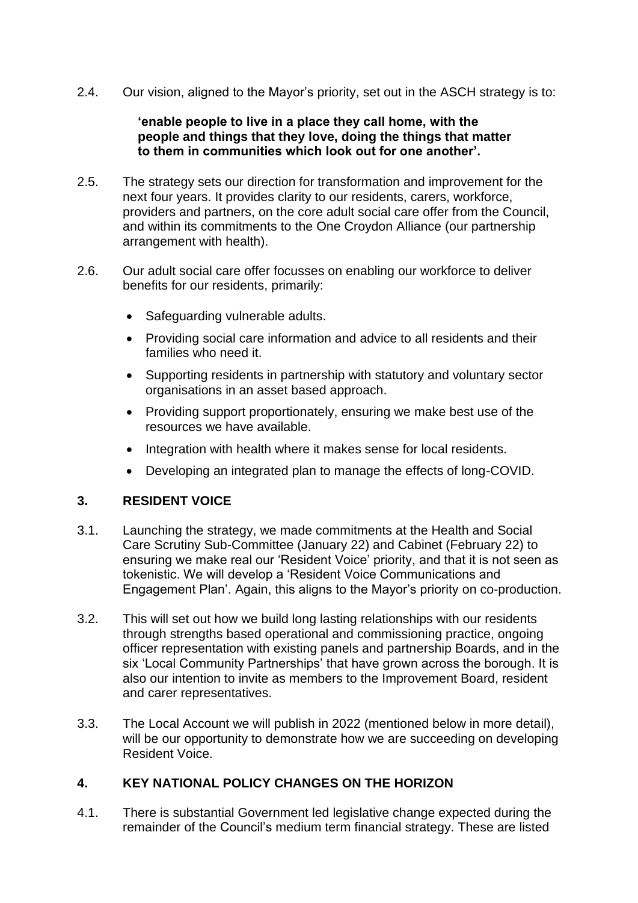2.4. Our vision, aligned to the Mayor's priority, set out in the ASCH strategy is to:

> **'enable people to live in a place they call home, with the people and things that they love, doing the things that matter to them in communities which look out for one another'.**

2.5. The strategy sets our direction for transformation and improvement for the next four years. It provides clarity to our residents, carers, workforce, providers and partners, on the core adult social care offer from the Council, and within its commitments to the One Croydon Alliance (our partnership arrangement with health).

2.6. Our adult social care offer focusses on enabling our workforce to deliver benefits for our residents, primarily:

- Safeguarding vulnerable adults.
- Providing social care information and advice to all residents and their families who need it.
- Supporting residents in partnership with statutory and voluntary sector organisations in an asset based approach.
- Providing support proportionately, ensuring we make best use of the resources we have available.
- Integration with health where it makes sense for local residents.
- Developing an integrated plan to manage the effects of long-COVID.

## 3. RESIDENT VOICE

3.1. Launching the strategy, we made commitments at the Health and Social Care Scrutiny Sub-Committee (January 22) and Cabinet (February 22) to ensuring we make real our 'Resident Voice' priority, and that it is not seen as tokenistic. We will develop a 'Resident Voice Communications and Engagement Plan'. Again, this aligns to the Mayor's priority on co-production.

3.2. This will set out how we build long lasting relationships with our residents through strengths based operational and commissioning practice, ongoing officer representation with existing panels and partnership Boards, and in the six 'Local Community Partnerships' that have grown across the borough. It is also our intention to invite as members to the Improvement Board, resident and carer representatives.

3.3. The Local Account we will publish in 2022 (mentioned below in more detail), will be our opportunity to demonstrate how we are succeeding on developing Resident Voice.

## 4. KEY NATIONAL POLICY CHANGES ON THE HORIZON

4.1. There is substantial Government led legislative change expected during the remainder of the Council's medium term financial strategy. These are listed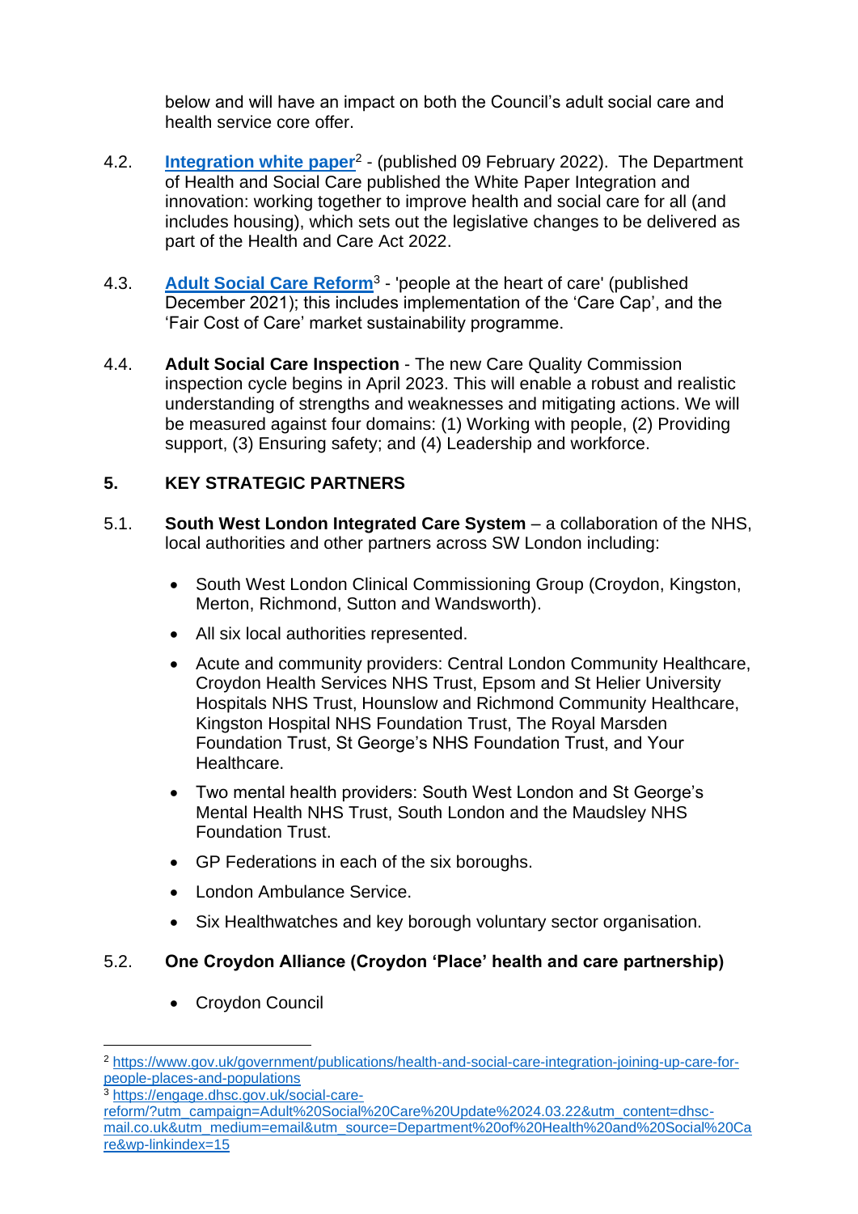below and will have an impact on both the Council's adult social care and health service core offer.

4.2. **[Integration white paper](https://www.gov.uk/government/publications/health-and-social-care-integration-joining-up-care-for-people-places-and-populations)**[2] - (published 09 February 2022). The Department of Health and Social Care published the White Paper Integration and innovation: working together to improve health and social care for all (and includes housing), which sets out the legislative changes to be delivered as part of the Health and Care Act 2022.

4.3. **[Adult Social Care Reform](https://engage.dhsc.gov.uk/social-care-reform/?utm_campaign=Adult%20Social%20Care%20Update%2024.03.22&utm_content=dhsc-mail.co.uk&utm_medium=email&utm_source=Department%20of%20Health%20and%20Social%20Care&wp-linkindex=15)**[3] - 'people at the heart of care' (published December 2021); this includes implementation of the 'Care Cap', and the 'Fair Cost of Care' market sustainability programme.

4.4. **Adult Social Care Inspection** - The new Care Quality Commission inspection cycle begins in April 2023. This will enable a robust and realistic understanding of strengths and weaknesses and mitigating actions. We will be measured against four domains: (1) Working with people, (2) Providing support, (3) Ensuring safety; and (4) Leadership and workforce.

## 5. KEY STRATEGIC PARTNERS

5.1. **South West London Integrated Care System** – a collaboration of the NHS, local authorities and other partners across SW London including:

- South West London Clinical Commissioning Group (Croydon, Kingston, Merton, Richmond, Sutton and Wandsworth).
- All six local authorities represented.
- Acute and community providers: Central London Community Healthcare, Croydon Health Services NHS Trust, Epsom and St Helier University Hospitals NHS Trust, Hounslow and Richmond Community Healthcare, Kingston Hospital NHS Foundation Trust, The Royal Marsden Foundation Trust, St George's NHS Foundation Trust, and Your Healthcare.
- Two mental health providers: South West London and St George's Mental Health NHS Trust, South London and the Maudsley NHS Foundation Trust.
- GP Federations in each of the six boroughs.
- London Ambulance Service.
- Six Healthwatches and key borough voluntary sector organisation.

5.2. **One Croydon Alliance (Croydon 'Place' health and care partnership)**

- Croydon Council

---

[2] https://www.gov.uk/government/publications/health-and-social-care-integration-joining-up-care-for-people-places-and-populations

[3] https://engage.dhsc.gov.uk/social-care-reform/?utm_campaign=Adult%20Social%20Care%20Update%2024.03.22&utm_content=dhsc-mail.co.uk&utm_medium=email&utm_source=Department%20of%20Health%20and%20Social%20Care&wp-linkindex=15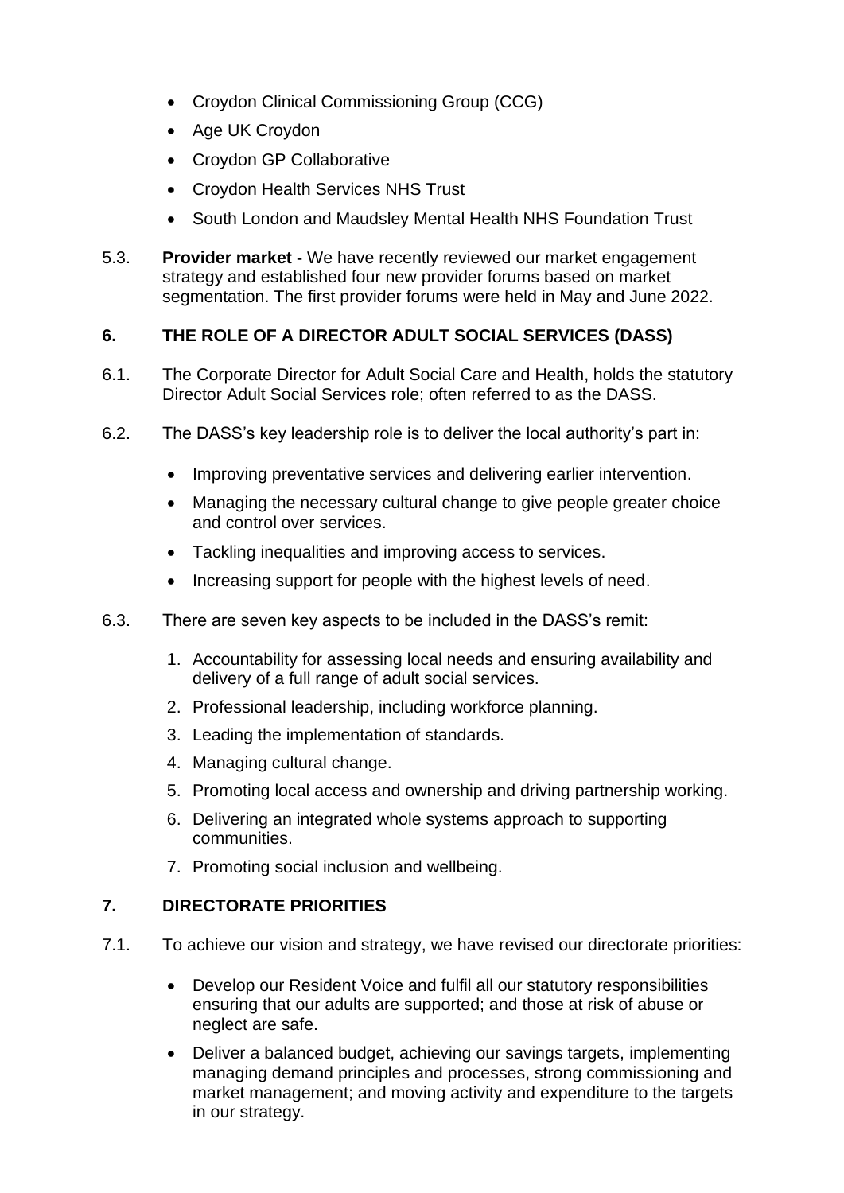- Croydon Clinical Commissioning Group (CCG)
- Age UK Croydon
- Croydon GP Collaborative
- Croydon Health Services NHS Trust
- South London and Maudsley Mental Health NHS Foundation Trust

5.3. **Provider market -** We have recently reviewed our market engagement strategy and established four new provider forums based on market segmentation. The first provider forums were held in May and June 2022.

## 6. THE ROLE OF A DIRECTOR ADULT SOCIAL SERVICES (DASS)

6.1. The Corporate Director for Adult Social Care and Health, holds the statutory Director Adult Social Services role; often referred to as the DASS.

6.2. The DASS's key leadership role is to deliver the local authority's part in:

- Improving preventative services and delivering earlier intervention.
- Managing the necessary cultural change to give people greater choice and control over services.
- Tackling inequalities and improving access to services.
- Increasing support for people with the highest levels of need.

6.3. There are seven key aspects to be included in the DASS's remit:

1. Accountability for assessing local needs and ensuring availability and delivery of a full range of adult social services.
2. Professional leadership, including workforce planning.
3. Leading the implementation of standards.
4. Managing cultural change.
5. Promoting local access and ownership and driving partnership working.
6. Delivering an integrated whole systems approach to supporting communities.
7. Promoting social inclusion and wellbeing.

## 7. DIRECTORATE PRIORITIES

7.1. To achieve our vision and strategy, we have revised our directorate priorities:

- Develop our Resident Voice and fulfil all our statutory responsibilities ensuring that our adults are supported; and those at risk of abuse or neglect are safe.
- Deliver a balanced budget, achieving our savings targets, implementing managing demand principles and processes, strong commissioning and market management; and moving activity and expenditure to the targets in our strategy.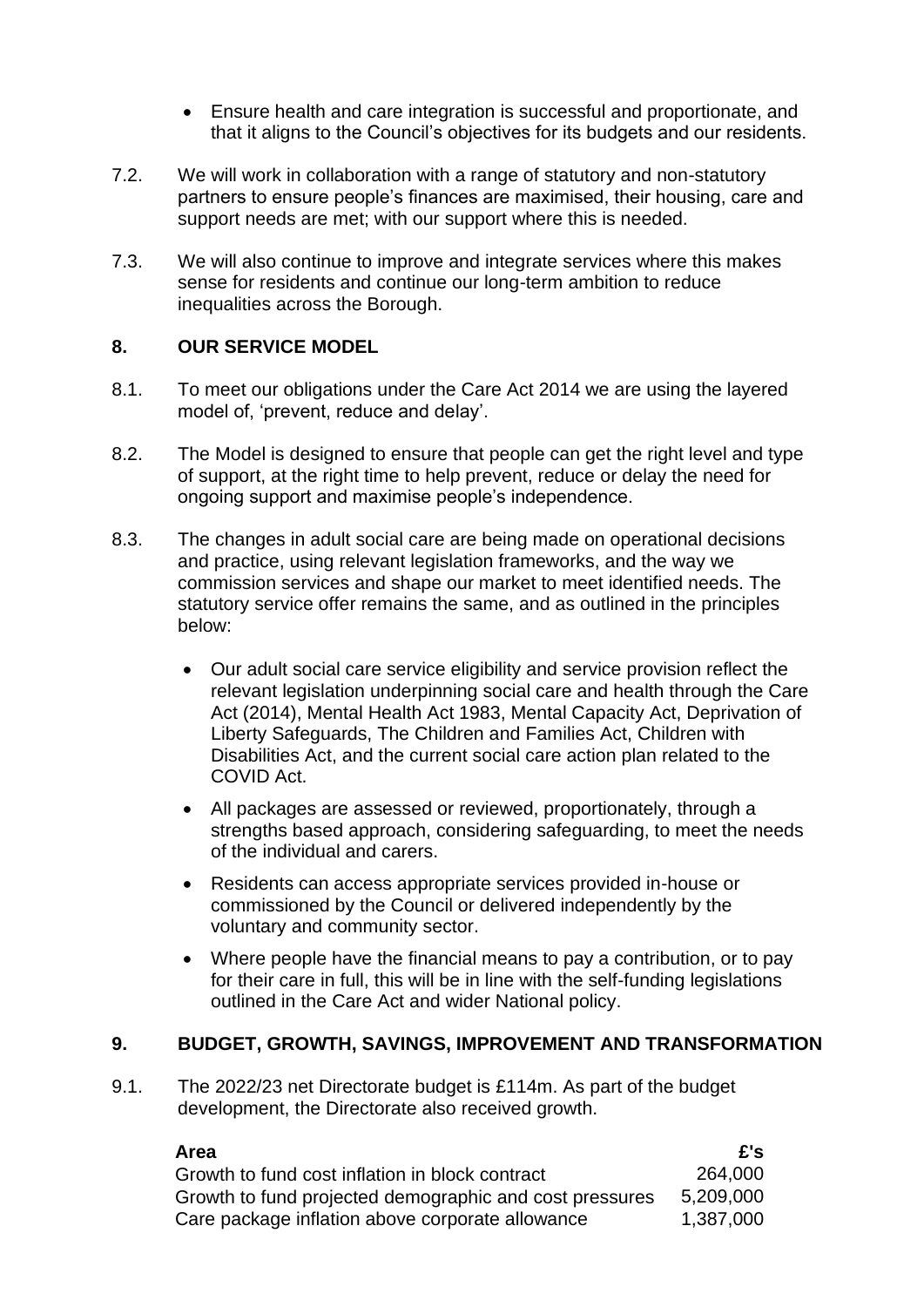- Ensure health and care integration is successful and proportionate, and that it aligns to the Council's objectives for its budgets and our residents.

7.2. We will work in collaboration with a range of statutory and non-statutory partners to ensure people's finances are maximised, their housing, care and support needs are met; with our support where this is needed.

7.3. We will also continue to improve and integrate services where this makes sense for residents and continue our long-term ambition to reduce inequalities across the Borough.

## 8. OUR SERVICE MODEL

8.1. To meet our obligations under the Care Act 2014 we are using the layered model of, 'prevent, reduce and delay'.

8.2. The Model is designed to ensure that people can get the right level and type of support, at the right time to help prevent, reduce or delay the need for ongoing support and maximise people's independence.

8.3. The changes in adult social care are being made on operational decisions and practice, using relevant legislation frameworks, and the way we commission services and shape our market to meet identified needs. The statutory service offer remains the same, and as outlined in the principles below:

- Our adult social care service eligibility and service provision reflect the relevant legislation underpinning social care and health through the Care Act (2014), Mental Health Act 1983, Mental Capacity Act, Deprivation of Liberty Safeguards, The Children and Families Act, Children with Disabilities Act, and the current social care action plan related to the COVID Act.
- All packages are assessed or reviewed, proportionately, through a strengths based approach, considering safeguarding, to meet the needs of the individual and carers.
- Residents can access appropriate services provided in-house or commissioned by the Council or delivered independently by the voluntary and community sector.
- Where people have the financial means to pay a contribution, or to pay for their care in full, this will be in line with the self-funding legislations outlined in the Care Act and wider National policy.

## 9. BUDGET, GROWTH, SAVINGS, IMPROVEMENT AND TRANSFORMATION

9.1. The 2022/23 net Directorate budget is £114m. As part of the budget development, the Directorate also received growth.

| Area | £'s |
| --- | ---: |
| Growth to fund cost inflation in block contract | 264,000 |
| Growth to fund projected demographic and cost pressures | 5,209,000 |
| Care package inflation above corporate allowance | 1,387,000 |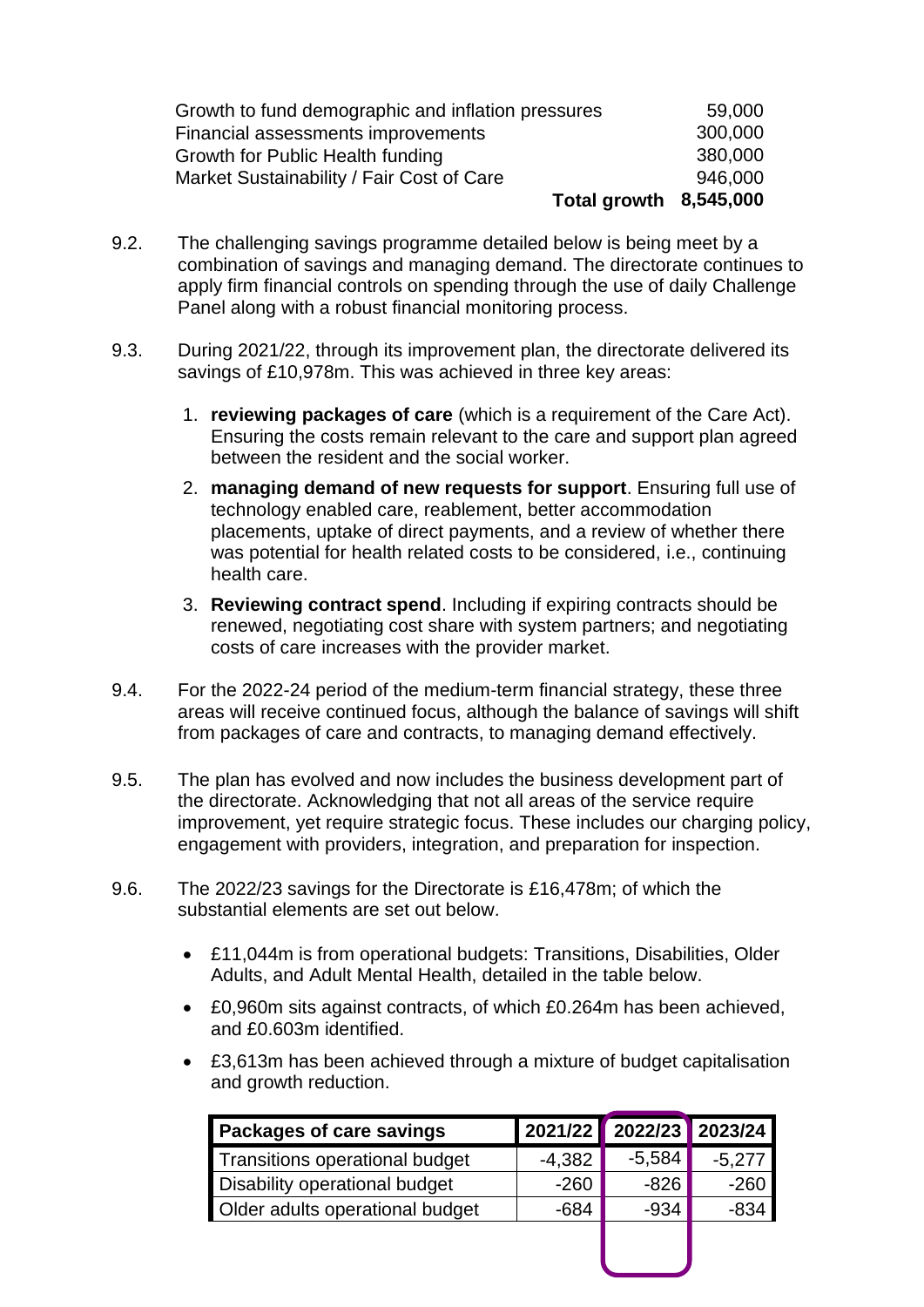| | |
|---|---|
| Growth to fund demographic and inflation pressures | 59,000 |
| Financial assessments improvements | 300,000 |
| Growth for Public Health funding | 380,000 |
| Market Sustainability / Fair Cost of Care | 946,000 |
| **Total growth** | **8,545,000** |

9.2. The challenging savings programme detailed below is being meet by a combination of savings and managing demand. The directorate continues to apply firm financial controls on spending through the use of daily Challenge Panel along with a robust financial monitoring process.

9.3. During 2021/22, through its improvement plan, the directorate delivered its savings of £10,978m. This was achieved in three key areas:

1. **reviewing packages of care** (which is a requirement of the Care Act). Ensuring the costs remain relevant to the care and support plan agreed between the resident and the social worker.
2. **managing demand of new requests for support**. Ensuring full use of technology enabled care, reablement, better accommodation placements, uptake of direct payments, and a review of whether there was potential for health related costs to be considered, i.e., continuing health care.
3. **Reviewing contract spend**. Including if expiring contracts should be renewed, negotiating cost share with system partners; and negotiating costs of care increases with the provider market.

9.4. For the 2022-24 period of the medium-term financial strategy, these three areas will receive continued focus, although the balance of savings will shift from packages of care and contracts, to managing demand effectively.

9.5. The plan has evolved and now includes the business development part of the directorate. Acknowledging that not all areas of the service require improvement, yet require strategic focus. These includes our charging policy, engagement with providers, integration, and preparation for inspection.

9.6. The 2022/23 savings for the Directorate is £16,478m; of which the substantial elements are set out below.

- £11,044m is from operational budgets: Transitions, Disabilities, Older Adults, and Adult Mental Health, detailed in the table below.
- £0,960m sits against contracts, of which £0.264m has been achieved, and £0.603m identified.
- £3,613m has been achieved through a mixture of budget capitalisation and growth reduction.

| Packages of care savings | 2021/22 | 2022/23 | 2023/24 |
|---|---|---|---|
| Transitions operational budget | -4,382 | -5,584 | -5,277 |
| Disability operational budget | -260 | -826 | -260 |
| Older adults operational budget | -684 | -934 | -834 |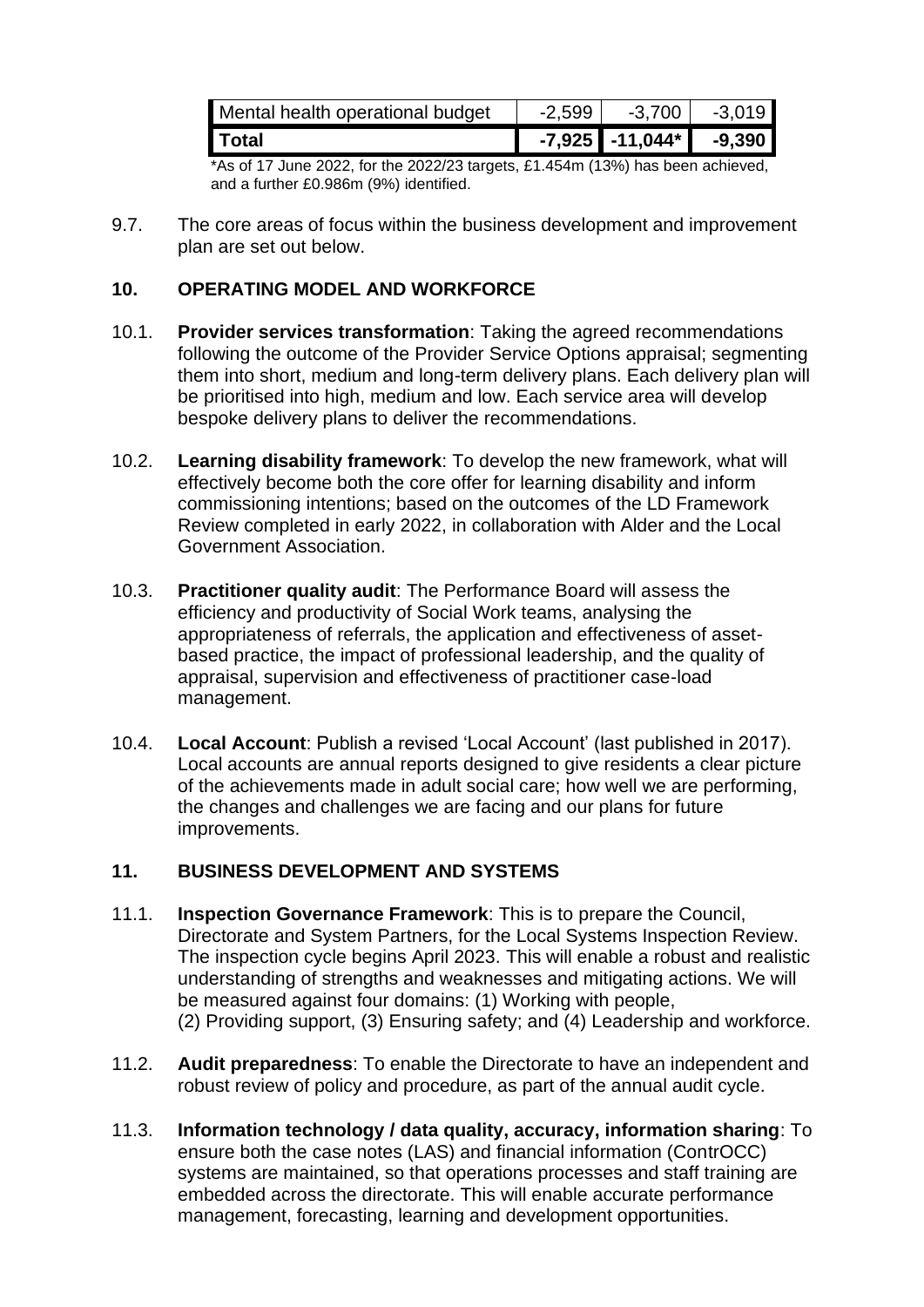| Mental health operational budget | -2,599 | -3,700 | -3,019 |
|---|---|---|---|
| **Total** | **-7,925** | **-11,044*** | **-9,390** |

*As of 17 June 2022, for the 2022/23 targets, £1.454m (13%) has been achieved, and a further £0.986m (9%) identified.

9.7. The core areas of focus within the business development and improvement plan are set out below.

## 10. OPERATING MODEL AND WORKFORCE

10.1. **Provider services transformation**: Taking the agreed recommendations following the outcome of the Provider Service Options appraisal; segmenting them into short, medium and long-term delivery plans. Each delivery plan will be prioritised into high, medium and low. Each service area will develop bespoke delivery plans to deliver the recommendations.

10.2. **Learning disability framework**: To develop the new framework, what will effectively become both the core offer for learning disability and inform commissioning intentions; based on the outcomes of the LD Framework Review completed in early 2022, in collaboration with Alder and the Local Government Association.

10.3. **Practitioner quality audit**: The Performance Board will assess the efficiency and productivity of Social Work teams, analysing the appropriateness of referrals, the application and effectiveness of asset-based practice, the impact of professional leadership, and the quality of appraisal, supervision and effectiveness of practitioner case-load management.

10.4. **Local Account**: Publish a revised 'Local Account' (last published in 2017). Local accounts are annual reports designed to give residents a clear picture of the achievements made in adult social care; how well we are performing, the changes and challenges we are facing and our plans for future improvements.

## 11. BUSINESS DEVELOPMENT AND SYSTEMS

11.1. **Inspection Governance Framework**: This is to prepare the Council, Directorate and System Partners, for the Local Systems Inspection Review. The inspection cycle begins April 2023. This will enable a robust and realistic understanding of strengths and weaknesses and mitigating actions. We will be measured against four domains: (1) Working with people, (2) Providing support, (3) Ensuring safety; and (4) Leadership and workforce.

11.2. **Audit preparedness**: To enable the Directorate to have an independent and robust review of policy and procedure, as part of the annual audit cycle.

11.3. **Information technology / data quality, accuracy, information sharing**: To ensure both the case notes (LAS) and financial information (ContrOCC) systems are maintained, so that operations processes and staff training are embedded across the directorate. This will enable accurate performance management, forecasting, learning and development opportunities.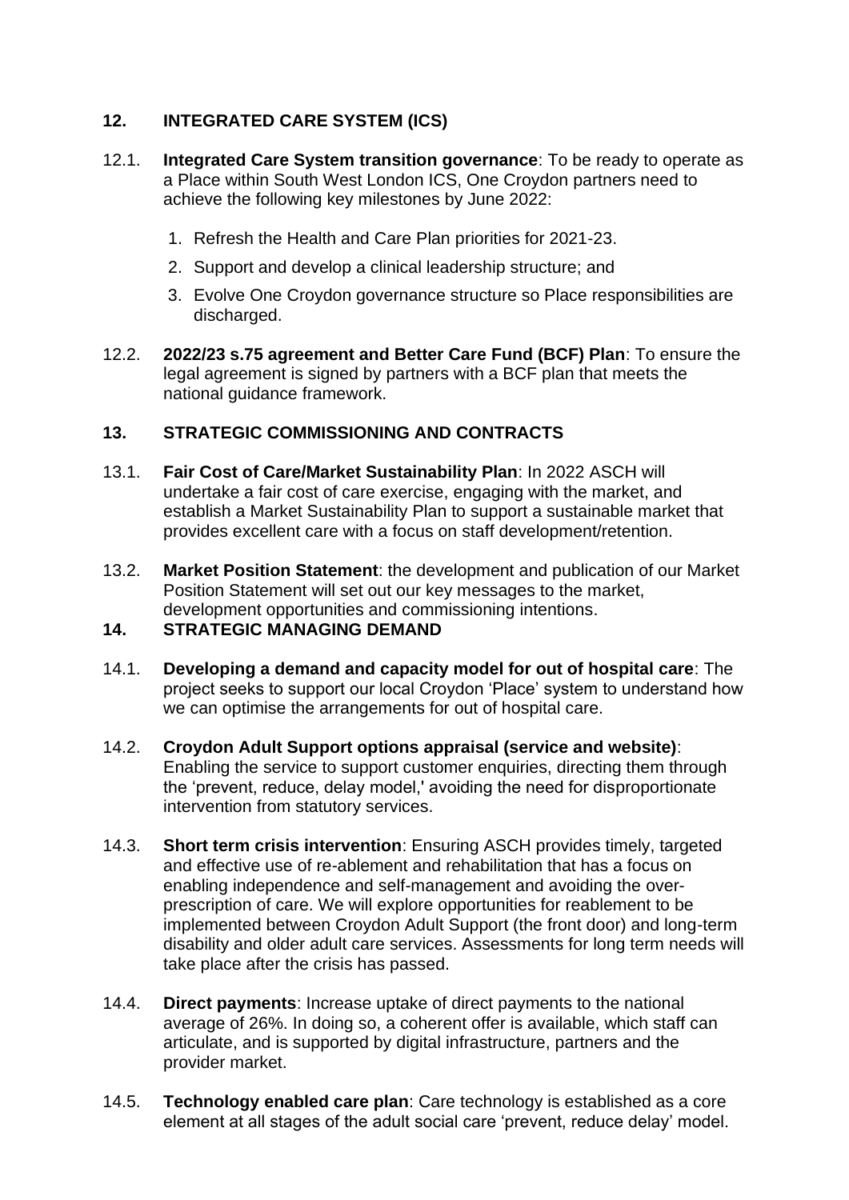## 12. INTEGRATED CARE SYSTEM (ICS)

12.1. **Integrated Care System transition governance**: To be ready to operate as a Place within South West London ICS, One Croydon partners need to achieve the following key milestones by June 2022:

1. Refresh the Health and Care Plan priorities for 2021-23.
2. Support and develop a clinical leadership structure; and
3. Evolve One Croydon governance structure so Place responsibilities are discharged.

12.2. **2022/23 s.75 agreement and Better Care Fund (BCF) Plan**: To ensure the legal agreement is signed by partners with a BCF plan that meets the national guidance framework.

## 13. STRATEGIC COMMISSIONING AND CONTRACTS

13.1. **Fair Cost of Care/Market Sustainability Plan**: In 2022 ASCH will undertake a fair cost of care exercise, engaging with the market, and establish a Market Sustainability Plan to support a sustainable market that provides excellent care with a focus on staff development/retention.

13.2. **Market Position Statement**: the development and publication of our Market Position Statement will set out our key messages to the market, development opportunities and commissioning intentions.

## 14. STRATEGIC MANAGING DEMAND

14.1. **Developing a demand and capacity model for out of hospital care**: The project seeks to support our local Croydon 'Place' system to understand how we can optimise the arrangements for out of hospital care.

14.2. **Croydon Adult Support options appraisal (service and website)**: Enabling the service to support customer enquiries, directing them through the 'prevent, reduce, delay model,' avoiding the need for disproportionate intervention from statutory services.

14.3. **Short term crisis intervention**: Ensuring ASCH provides timely, targeted and effective use of re-ablement and rehabilitation that has a focus on enabling independence and self-management and avoiding the over-prescription of care. We will explore opportunities for reablement to be implemented between Croydon Adult Support (the front door) and long-term disability and older adult care services. Assessments for long term needs will take place after the crisis has passed.

14.4. **Direct payments**: Increase uptake of direct payments to the national average of 26%. In doing so, a coherent offer is available, which staff can articulate, and is supported by digital infrastructure, partners and the provider market.

14.5. **Technology enabled care plan**: Care technology is established as a core element at all stages of the adult social care 'prevent, reduce delay' model.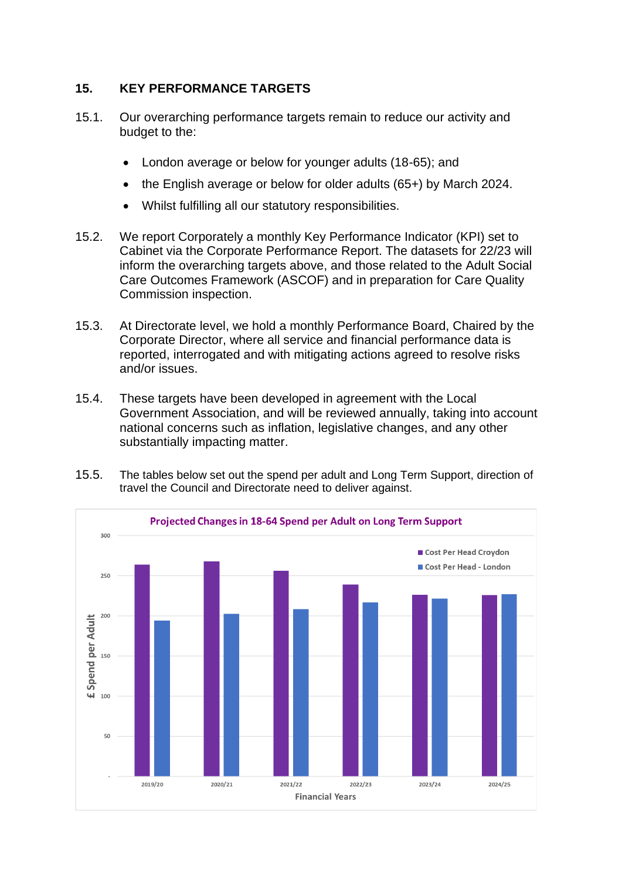## 15. KEY PERFORMANCE TARGETS

15.1. Our overarching performance targets remain to reduce our activity and budget to the:

- London average or below for younger adults (18-65); and
- the English average or below for older adults (65+) by March 2024.
- Whilst fulfilling all our statutory responsibilities.

15.2. We report Corporately a monthly Key Performance Indicator (KPI) set to Cabinet via the Corporate Performance Report. The datasets for 22/23 will inform the overarching targets above, and those related to the Adult Social Care Outcomes Framework (ASCOF) and in preparation for Care Quality Commission inspection.

15.3. At Directorate level, we hold a monthly Performance Board, Chaired by the Corporate Director, where all service and financial performance data is reported, interrogated and with mitigating actions agreed to resolve risks and/or issues.

15.4. These targets have been developed in agreement with the Local Government Association, and will be reviewed annually, taking into account national concerns such as inflation, legislative changes, and any other substantially impacting matter.

15.5. The tables below set out the spend per adult and Long Term Support, direction of travel the Council and Directorate need to deliver against.

**Projected Changes in 18-64 Spend per Adult on Long Term Support**

Legend: Cost Per Head Croydon; Cost Per Head - London

Y-axis: £ Spend per Adult (-, 50, 100, 150, 200, 250, 300)

X-axis: Financial Years (2019/20, 2020/21, 2021/22, 2022/23, 2023/24, 2024/25)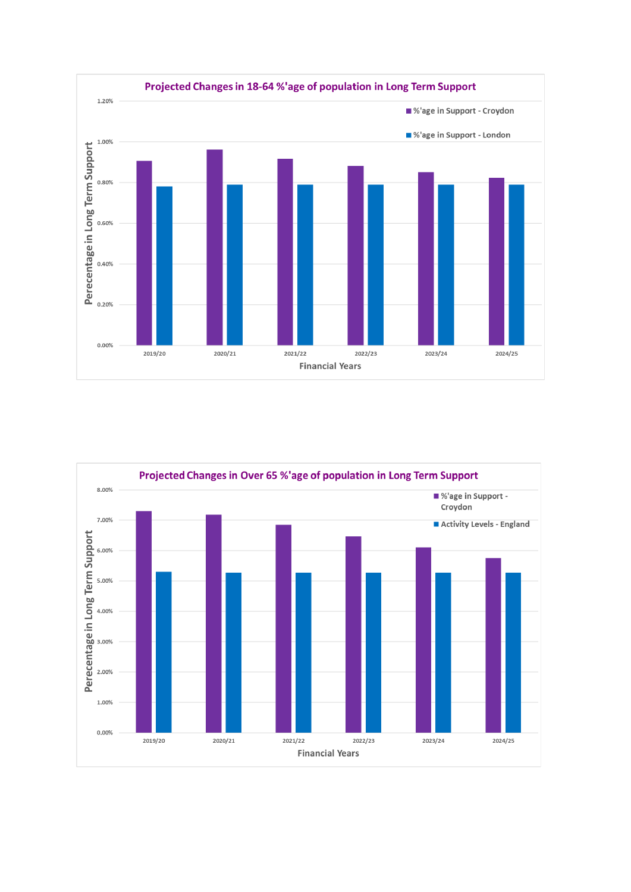## Projected Changes in 18-64 %'age of population in Long Term Support

- %'age in Support - Croydon
- %'age in Support - London

Perecentage in Long Term Support

1.20%, 1.00%, 0.80%, 0.60%, 0.40%, 0.20%, 0.00%

2019/20, 2020/21, 2021/22, 2022/23, 2023/24, 2024/25

Financial Years

## Projected Changes in Over 65 %'age of population in Long Term Support

- %'age in Support - Croydon
- Activity Levels - England

Perecentage in Long Term Support

8.00%, 7.00%, 6.00%, 5.00%, 4.00%, 3.00%, 2.00%, 1.00%, 0.00%

2019/20, 2020/21, 2021/22, 2022/23, 2023/24, 2024/25

Financial Years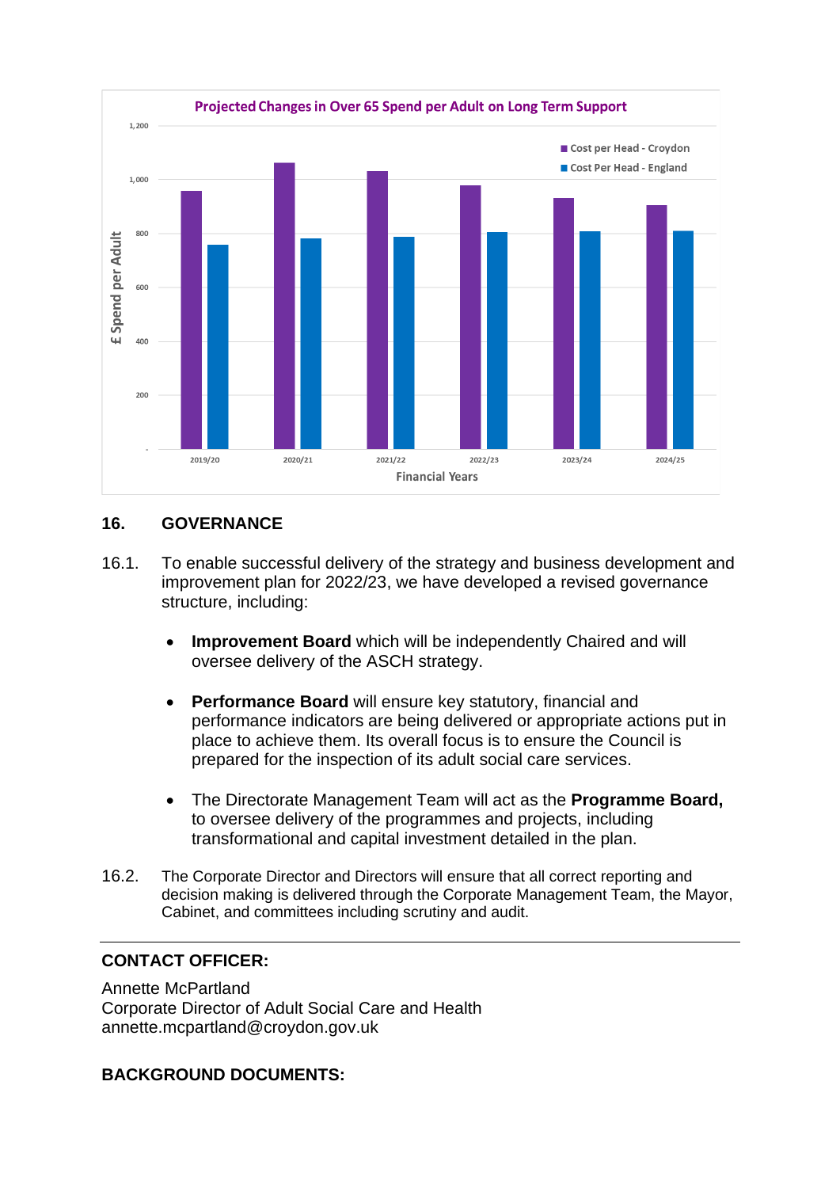Projected Changes in Over 65 Spend per Adult on Long Term Support

| Financial Years | Cost per Head - Croydon | Cost Per Head - England |
|---|---|---|
| 2019/20 | ~960 | ~760 |
| 2020/21 | ~1,065 | ~785 |
| 2021/22 | ~1,035 | ~790 |
| 2022/23 | ~980 | ~805 |
| 2023/24 | ~935 | ~810 |
| 2024/25 | ~905 | ~810 |

## 16. GOVERNANCE

16.1. To enable successful delivery of the strategy and business development and improvement plan for 2022/23, we have developed a revised governance structure, including:

- **Improvement Board** which will be independently Chaired and will oversee delivery of the ASCH strategy.
- **Performance Board** will ensure key statutory, financial and performance indicators are being delivered or appropriate actions put in place to achieve them. Its overall focus is to ensure the Council is prepared for the inspection of its adult social care services.
- The Directorate Management Team will act as the **Programme Board,** to oversee delivery of the programmes and projects, including transformational and capital investment detailed in the plan.

16.2. The Corporate Director and Directors will ensure that all correct reporting and decision making is delivered through the Corporate Management Team, the Mayor, Cabinet, and committees including scrutiny and audit.

---

**CONTACT OFFICER:**

Annette McPartland
Corporate Director of Adult Social Care and Health
annette.mcpartland@croydon.gov.uk

**BACKGROUND DOCUMENTS:**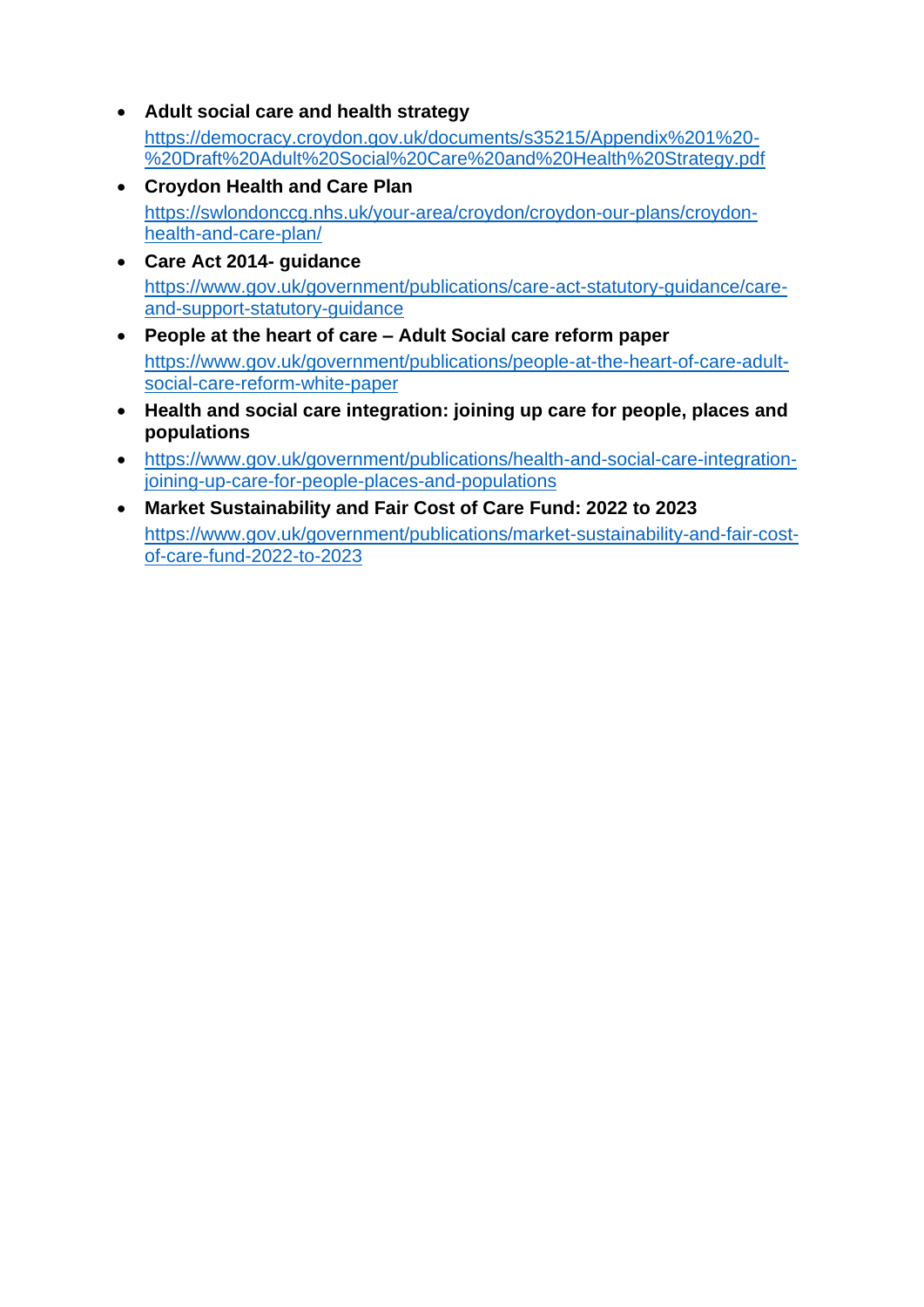- **Adult social care and health strategy**
  https://democracy.croydon.gov.uk/documents/s35215/Appendix%201%20-%20Draft%20Adult%20Social%20Care%20and%20Health%20Strategy.pdf
- **Croydon Health and Care Plan**
  https://swlondonccg.nhs.uk/your-area/croydon/croydon-our-plans/croydon-health-and-care-plan/
- **Care Act 2014- guidance**
  https://www.gov.uk/government/publications/care-act-statutory-guidance/care-and-support-statutory-guidance
- **People at the heart of care – Adult Social care reform paper**
  https://www.gov.uk/government/publications/people-at-the-heart-of-care-adult-social-care-reform-white-paper
- **Health and social care integration: joining up care for people, places and populations**
- https://www.gov.uk/government/publications/health-and-social-care-integration-joining-up-care-for-people-places-and-populations
- **Market Sustainability and Fair Cost of Care Fund: 2022 to 2023**
  https://www.gov.uk/government/publications/market-sustainability-and-fair-cost-of-care-fund-2022-to-2023